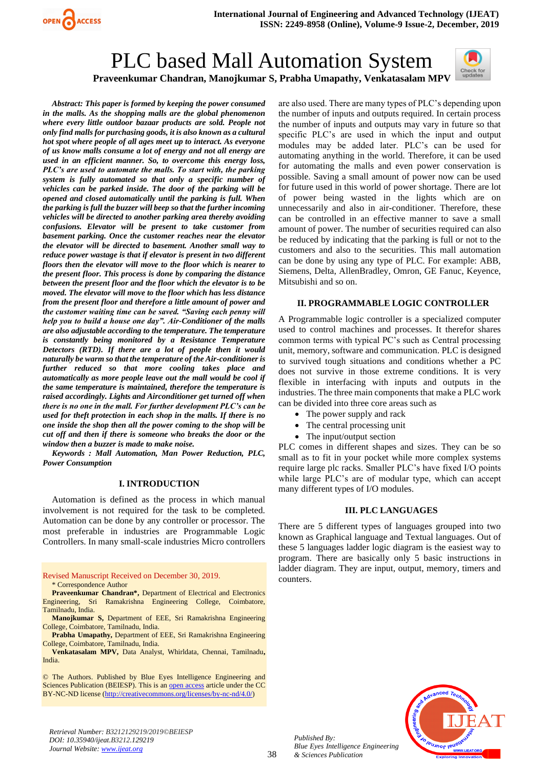# PLC based Mall Automation System

**Praveenkumar Chandran, Manojkumar S, Prabha Umapathy, Venkatasalam MPV**

***Abstract: This paper is formed by keeping the power consumed in the malls. As the shopping malls are the global phenomenon where every little outdoor bazaar products are sold. People not only find malls for purchasing goods, it is also known as a cultural hot spot where people of all ages meet up to interact. As everyone of us know malls consume a lot of energy and not all energy are used in an efficient manner. So, to overcome this energy loss, PLC's are used to automate the malls. To start with, the parking system is fully automated so that only a specific number of vehicles can be parked inside. The door of the parking will be opened and closed automatically until the parking is full. When the parking is full the buzzer will beep so that the further incoming vehicles will be directed to another parking area thereby avoiding confusions. Elevator will be present to take customer from basement parking. Once the customer reaches near the elevator the elevator will be directed to basement. Another small way to reduce power wastage is that if elevator is present in two different floors then the elevator will move to the floor which is nearer to the present floor. This process is done by comparing the distance between the present floor and the floor which the elevator is to be moved. The elevator will move to the floor which has less distance from the present floor and therefore a little amount of power and the customer waiting time can be saved. "Saving each penny will help you to build a house one day". Air-Conditioner of the malls are also adjustable according to the temperature. The temperature is constantly being monitored by a Resistance Temperature Detectors (RTD). If there are a lot of people then it would naturally be warm so that the temperature of the Air-conditioner is further reduced so that more cooling takes place and automatically as more people leave out the mall would be cool if the same temperature is maintained, therefore the temperature is raised accordingly. Lights and Airconditioner get turned off when there is no one in the mall. For further development PLC's can be used for theft protection in each shop in the malls. If there is no one inside the shop then all the power coming to the shop will be cut off and then if there is someone who breaks the door or the window then a buzzer is made to make noise.***

***Keywords : Mall Automation, Man Power Reduction, PLC, Power Consumption***

## I. INTRODUCTION

Automation is defined as the process in which manual involvement is not required for the task to be completed. Automation can be done by any controller or processor. The most preferable in industries are Programmable Logic Controllers. In many small-scale industries Micro controllers are also used. There are many types of PLC's depending upon the number of inputs and outputs required. In certain process the number of inputs and outputs may vary in future so that specific PLC's are used in which the input and output modules may be added later. PLC's can be used for automating anything in the world. Therefore, it can be used for automating the malls and even power conservation is possible. Saving a small amount of power now can be used for future used in this world of power shortage. There are lot of power being wasted in the lights which are on unnecessarily and also in air-conditioner. Therefore, these can be controlled in an effective manner to save a small amount of power. The number of securities required can also be reduced by indicating that the parking is full or not to the customers and also to the securities. This mall automation can be done by using any type of PLC. For example: ABB, Siemens, Delta, AllenBradley, Omron, GE Fanuc, Keyence, Mitsubishi and so on.

## II. PROGRAMMABLE LOGIC CONTROLLER

A Programmable logic controller is a specialized computer used to control machines and processes. It therefor shares common terms with typical PC's such as Central processing unit, memory, software and communication. PLC is designed to survived tough situations and conditions whether a PC does not survive in those extreme conditions. It is very flexible in interfacing with inputs and outputs in the industries. The three main components that make a PLC work can be divided into three core areas such as

- The power supply and rack
- The central processing unit
- The input/output section

PLC comes in different shapes and sizes. They can be so small as to fit in your pocket while more complex systems require large plc racks. Smaller PLC's have fixed I/O points while large PLC's are of modular type, which can accept many different types of I/O modules.

## III. PLC LANGUAGES

There are 5 different types of languages grouped into two known as Graphical language and Textual languages. Out of these 5 languages ladder logic diagram is the easiest way to program. There are basically only 5 basic instructions in ladder diagram. They are input, output, memory, timers and counters.

---

Revised Manuscript Received on December 30, 2019.

\* Correspondence Author

**Praveenkumar Chandran\***, Department of Electrical and Electronics Engineering, Sri Ramakrishna Engineering College, Coimbatore, Tamilnadu, India.

**Manojkumar S,** Department of EEE, Sri Ramakrishna Engineering College, Coimbatore, Tamilnadu, India.

**Prabha Umapathy,** Department of EEE, Sri Ramakrishna Engineering College, Coimbatore, Tamilnadu, India.

**Venkatasalam MPV,** Data Analyst, Whirldata, Chennai, Tamilnadu, India.

© The Authors. Published by Blue Eyes Intelligence Engineering and Sciences Publication (BEIESP). This is an open access article under the CC BY-NC-ND license (http://creativecommons.org/licenses/by-nc-nd/4.0/)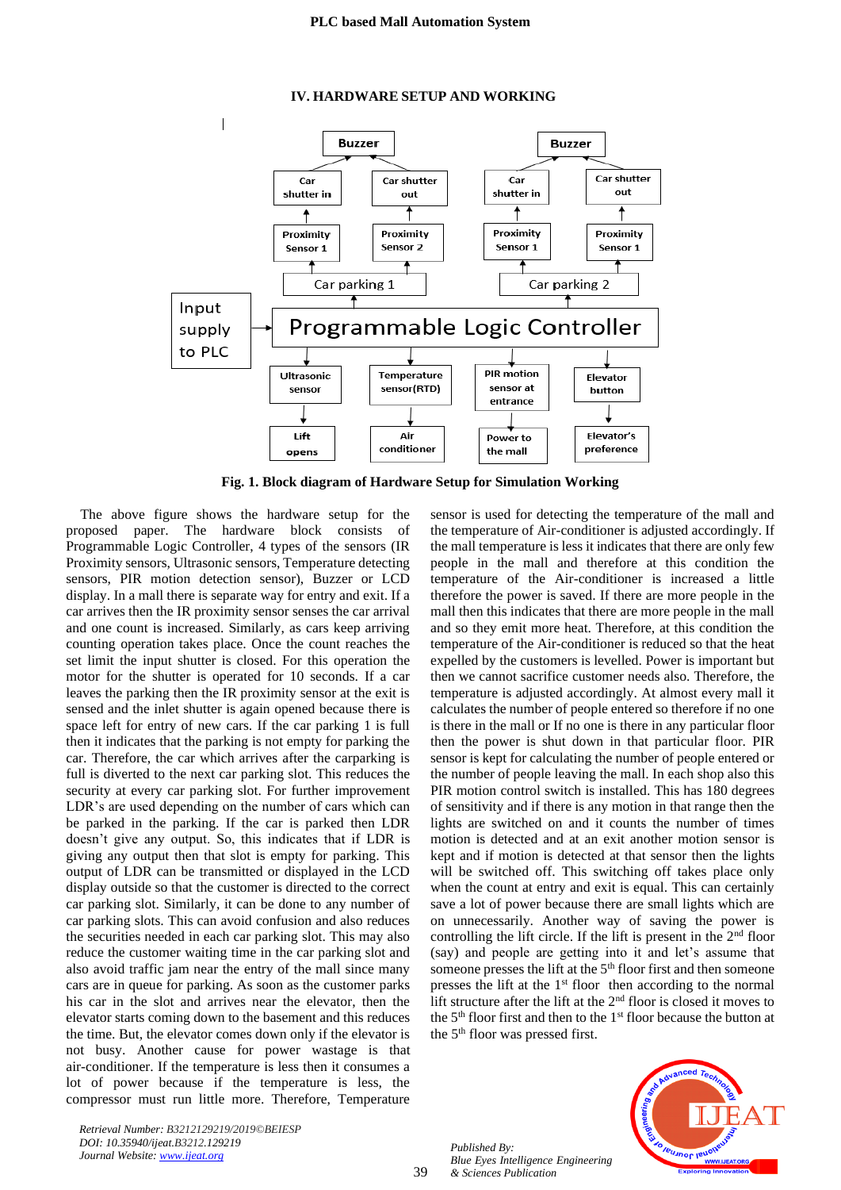## IV. HARDWARE SETUP AND WORKING

**Fig. 1. Block diagram of Hardware Setup for Simulation Working**

The above figure shows the hardware setup for the proposed paper. The hardware block consists of Programmable Logic Controller, 4 types of the sensors (IR Proximity sensors, Ultrasonic sensors, Temperature detecting sensors, PIR motion detection sensor), Buzzer or LCD display. In a mall there is separate way for entry and exit. If a car arrives then the IR proximity sensor senses the car arrival and one count is increased. Similarly, as cars keep arriving counting operation takes place. Once the count reaches the set limit the input shutter is closed. For this operation the motor for the shutter is operated for 10 seconds. If a car leaves the parking then the IR proximity sensor at the exit is sensed and the inlet shutter is again opened because there is space left for entry of new cars. If the car parking 1 is full then it indicates that the parking is not empty for parking the car. Therefore, the car which arrives after the carparking is full is diverted to the next car parking slot. This reduces the security at every car parking slot. For further improvement LDR's are used depending on the number of cars which can be parked in the parking. If the car is parked then LDR doesn't give any output. So, this indicates that if LDR is giving any output then that slot is empty for parking. This output of LDR can be transmitted or displayed in the LCD display outside so that the customer is directed to the correct car parking slot. Similarly, it can be done to any number of car parking slots. This can avoid confusion and also reduces the securities needed in each car parking slot. This may also reduce the customer waiting time in the car parking slot and also avoid traffic jam near the entry of the mall since many cars are in queue for parking. As soon as the customer parks his car in the slot and arrives near the elevator, then the elevator starts coming down to the basement and this reduces the time. But, the elevator comes down only if the elevator is not busy. Another cause for power wastage is that air-conditioner. If the temperature is less then it consumes a lot of power because if the temperature is less, the compressor must run little more. Therefore, Temperature sensor is used for detecting the temperature of the mall and the temperature of Air-conditioner is adjusted accordingly. If the mall temperature is less it indicates that there are only few people in the mall and therefore at this condition the temperature of the Air-conditioner is increased a little therefore the power is saved. If there are more people in the mall then this indicates that there are more people in the mall and so they emit more heat. Therefore, at this condition the temperature of the Air-conditioner is reduced so that the heat expelled by the customers is levelled. Power is important but then we cannot sacrifice customer needs also. Therefore, the temperature is adjusted accordingly. At almost every mall it calculates the number of people entered so therefore if no one is there in the mall or If no one is there in any particular floor then the power is shut down in that particular floor. PIR sensor is kept for calculating the number of people entered or the number of people leaving the mall. In each shop also this PIR motion control switch is installed. This has 180 degrees of sensitivity and if there is any motion in that range then the lights are switched on and it counts the number of times motion is detected and at an exit another motion sensor is kept and if motion is detected at that sensor then the lights will be switched off. This switching off takes place only when the count at entry and exit is equal. This can certainly save a lot of power because there are small lights which are on unnecessarily. Another way of saving the power is controlling the lift circle. If the lift is present in the 2[nd] floor (say) and people are getting into it and let's assume that someone presses the lift at the 5[th] floor first and then someone presses the lift at the 1[st] floor then according to the normal lift structure after the lift at the 2[nd] floor is closed it moves to the 5[th] floor first and then to the 1[st] floor because the button at the 5[th] floor was pressed first.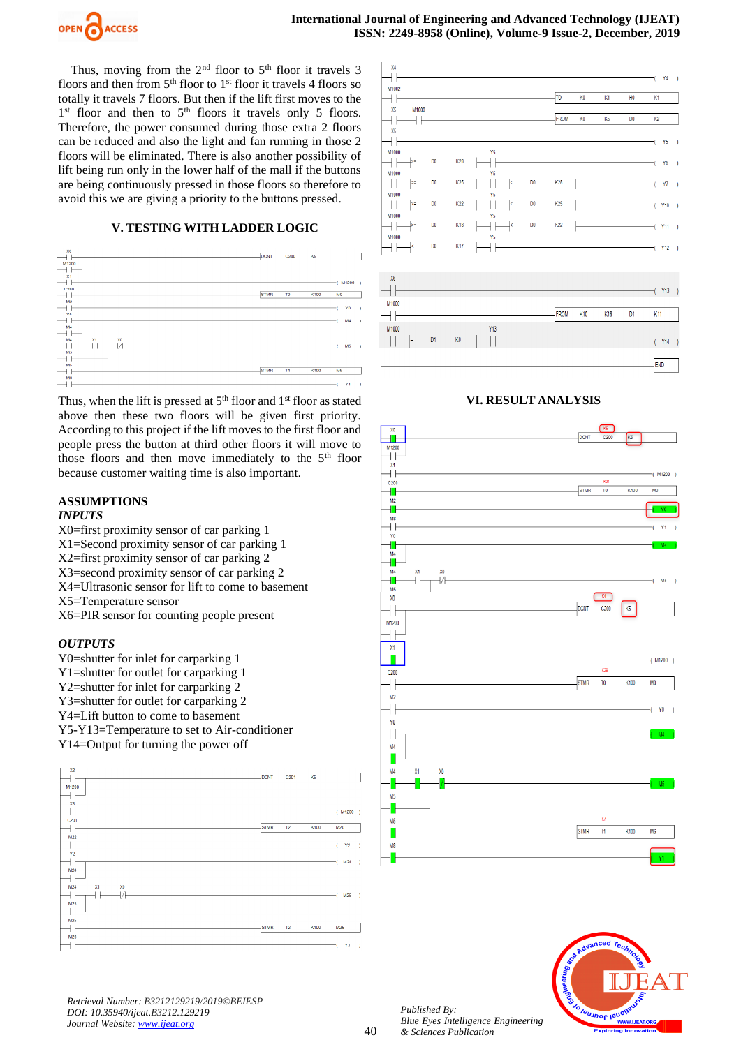Thus, moving from the 2[nd] floor to 5[th] floor it travels 3 floors and then from 5[th] floor to 1[st] floor it travels 4 floors so totally it travels 7 floors. But then if the lift first moves to the 1[st] floor and then to 5[th] floors it travels only 5 floors. Therefore, the power consumed during those extra 2 floors can be reduced and also the light and fan running in those 2 floors will be eliminated. There is also another possibility of lift being run only in the lower half of the mall if the buttons are being continuously pressed in those floors so therefore to avoid this we are giving a priority to the buttons pressed.

## V. TESTING WITH LADDER LOGIC

Thus, when the lift is pressed at 5[th] floor and 1[st] floor as stated above then these two floors will be given first priority. According to this project if the lift moves to the first floor and people press the button at third other floors it will move to those floors and then move immediately to the 5[th] floor because customer waiting time is also important.

### ASSUMPTIONS

***INPUTS***

X0=first proximity sensor of car parking 1
X1=Second proximity sensor of car parking 1
X2=first proximity sensor of car parking 2
X3=second proximity sensor of car parking 2
X4=Ultrasonic sensor for lift to come to basement
X5=Temperature sensor
X6=PIR sensor for counting people present

***OUTPUTS***

Y0=shutter for inlet for carparking 1
Y1=shutter for outlet for carparking 1
Y2=shutter for inlet for carparking 2
Y3=shutter for outlet for carparking 2
Y4=Lift button to come to basement
Y5-Y13=Temperature to set to Air-conditioner
Y14=Output for turning the power off

## VI. RESULT ANALYSIS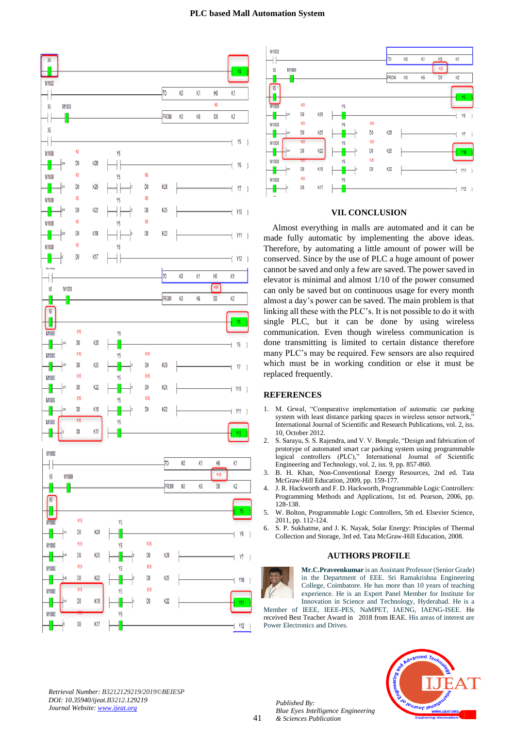## VII. CONCLUSION

Almost everything in malls are automated and it can be made fully automatic by implementing the above ideas. Therefore, by automating a little amount of power will be conserved. Since by the use of PLC a huge amount of power cannot be saved and only a few are saved. The power saved in elevator is minimal and almost 1/10 of the power consumed can only be saved but on continuous usage for every month almost a day's power can be saved. The main problem is that linking all these with the PLC's. It is not possible to do it with single PLC, but it can be done by using wireless communication. Even though wireless communication is done transmitting is limited to certain distance therefore many PLC's may be required. Few sensors are also required which must be in working condition or else it must be replaced frequently.

## REFERENCES

1. M. Grwal, "Comparative implementation of automatic car parking system with least distance parking spaces in wireless sensor network," International Journal of Scientific and Research Publications, vol. 2, iss. 10, October 2012.
2. S. Sarayu, S. S. Rajendra, and V. V. Bongale, "Design and fabrication of prototype of automated smart car parking system using programmable logical controllers (PLC)," International Journal of Scientific Engineering and Technology, vol. 2, iss. 9, pp. 857-860.
3. B. H. Khan, Non-Conventional Energy Resources, 2nd ed. Tata McGraw-Hill Education, 2009, pp. 159-177.
4. J. R. Hackworth and F. D. Hackworth, Programmable Logic Controllers: Programming Methods and Applications, 1st ed. Pearson, 2006, pp. 128-138.
5. W. Bolton, Programmable Logic Controllers, 5th ed. Elsevier Science, 2011, pp. 112-124.
6. S. P. Sukhatme, and J. K. Nayak, Solar Energy: Principles of Thermal Collection and Storage, 3rd ed. Tata McGraw-Hill Education, 2008.

## AUTHORS PROFILE

**Mr.C.Praveenkumar** is an Assistant Professor (Senior Grade) in the Department of EEE. Sri Ramakrishna Engineering College, Coimbatore. He has more than 10 years of teaching experience. He is an Expert Panel Member for Institute for Innovation in Science and Technology, Hyderabad. He is a Member of IEEE, IEEE-PES, NaMPET, IAENG, IAENG-ISEE. He received Best Teacher Award in 2018 from IEAE. His areas of interest are Power Electronics and Drives.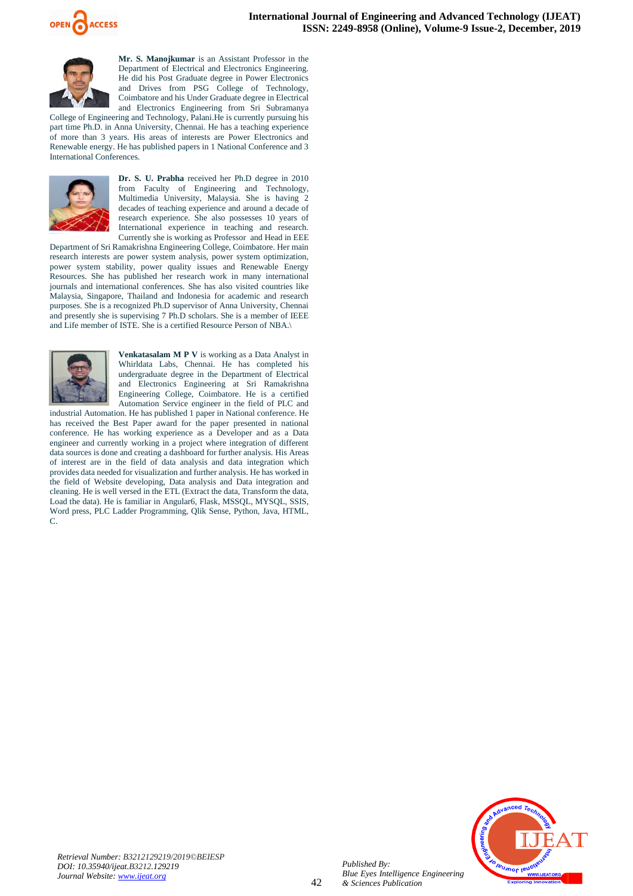**Mr. S. Manojkumar** is an Assistant Professor in the Department of Electrical and Electronics Engineering. He did his Post Graduate degree in Power Electronics and Drives from PSG College of Technology, Coimbatore and his Under Graduate degree in Electrical and Electronics Engineering from Sri Subramanya College of Engineering and Technology, Palani.He is currently pursuing his part time Ph.D. in Anna University, Chennai. He has a teaching experience of more than 3 years. His areas of interests are Power Electronics and Renewable energy. He has published papers in 1 National Conference and 3 International Conferences.

**Dr. S. U. Prabha** received her Ph.D degree in 2010 from Faculty of Engineering and Technology, Multimedia University, Malaysia. She is having 2 decades of teaching experience and around a decade of research experience. She also possesses 10 years of International experience in teaching and research. Currently she is working as Professor and Head in EEE Department of Sri Ramakrishna Engineering College, Coimbatore. Her main research interests are power system analysis, power system optimization, power system stability, power quality issues and Renewable Energy Resources. She has published her research work in many international journals and international conferences. She has also visited countries like Malaysia, Singapore, Thailand and Indonesia for academic and research purposes. She is a recognized Ph.D supervisor of Anna University, Chennai and presently she is supervising 7 Ph.D scholars. She is a member of IEEE and Life member of ISTE. She is a certified Resource Person of NBA.\

**Venkatasalam M P V** is working as a Data Analyst in Whirldata Labs, Chennai. He has completed his undergraduate degree in the Department of Electrical and Electronics Engineering at Sri Ramakrishna Engineering College, Coimbatore. He is a certified Automation Service engineer in the field of PLC and industrial Automation. He has published 1 paper in National conference. He has received the Best Paper award for the paper presented in national conference. He has working experience as a Developer and as a Data engineer and currently working in a project where integration of different data sources is done and creating a dashboard for further analysis. His Areas of interest are in the field of data analysis and data integration which provides data needed for visualization and further analysis. He has worked in the field of Website developing, Data analysis and Data integration and cleaning. He is well versed in the ETL (Extract the data, Transform the data, Load the data). He is familiar in Angular6, Flask, MSSQL, MYSQL, SSIS, Word press, PLC Ladder Programming, Qlik Sense, Python, Java, HTML, C.